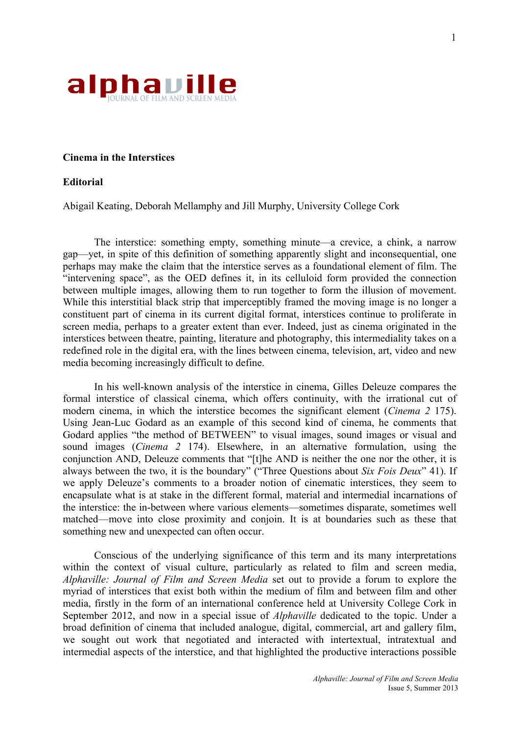**alphaville** JOURNAL OF FILM AND SCREEN MEDIA

**Cinema in the Interstices**

**Editorial**

Abigail Keating, Deborah Mellamphy and Jill Murphy, University College Cork

The interstice: something empty, something minute—a crevice, a chink, a narrow gap—yet, in spite of this definition of something apparently slight and inconsequential, one perhaps may make the claim that the interstice serves as a foundational element of film. The "intervening space", as the OED defines it, in its celluloid form provided the connection between multiple images, allowing them to run together to form the illusion of movement. While this interstitial black strip that imperceptibly framed the moving image is no longer a constituent part of cinema in its current digital format, interstices continue to proliferate in screen media, perhaps to a greater extent than ever. Indeed, just as cinema originated in the interstices between theatre, painting, literature and photography, this intermediality takes on a redefined role in the digital era, with the lines between cinema, television, art, video and new media becoming increasingly difficult to define.

In his well-known analysis of the interstice in cinema, Gilles Deleuze compares the formal interstice of classical cinema, which offers continuity, with the irrational cut of modern cinema, in which the interstice becomes the significant element (*Cinema 2* 175). Using Jean-Luc Godard as an example of this second kind of cinema, he comments that Godard applies "the method of BETWEEN" to visual images, sound images or visual and sound images (*Cinema 2* 174). Elsewhere, in an alternative formulation, using the conjunction AND, Deleuze comments that "[t]he AND is neither the one nor the other, it is always between the two, it is the boundary" ("Three Questions about *Six Fois Deux*" 41). If we apply Deleuze's comments to a broader notion of cinematic interstices, they seem to encapsulate what is at stake in the different formal, material and intermedial incarnations of the interstice: the in-between where various elements—sometimes disparate, sometimes well matched—move into close proximity and conjoin. It is at boundaries such as these that something new and unexpected can often occur.

Conscious of the underlying significance of this term and its many interpretations within the context of visual culture, particularly as related to film and screen media, *Alphaville: Journal of Film and Screen Media* set out to provide a forum to explore the myriad of interstices that exist both within the medium of film and between film and other media, firstly in the form of an international conference held at University College Cork in September 2012, and now in a special issue of *Alphaville* dedicated to the topic. Under a broad definition of cinema that included analogue, digital, commercial, art and gallery film, we sought out work that negotiated and interacted with intertextual, intratextual and intermedial aspects of the interstice, and that highlighted the productive interactions possible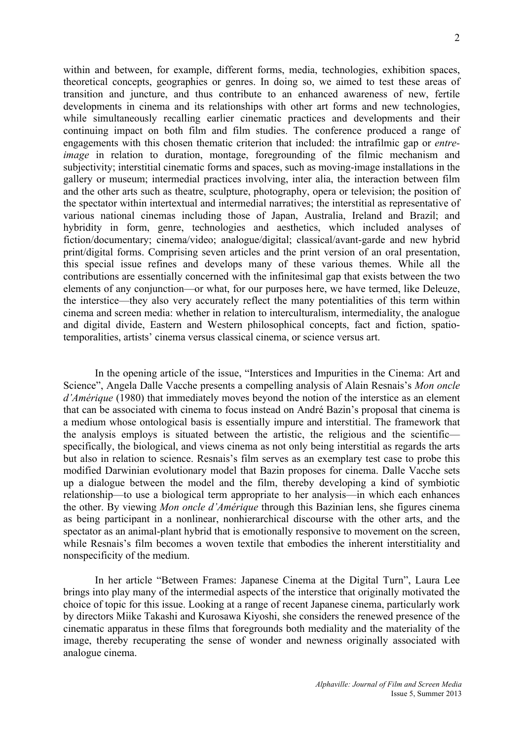within and between, for example, different forms, media, technologies, exhibition spaces, theoretical concepts, geographies or genres. In doing so, we aimed to test these areas of transition and juncture, and thus contribute to an enhanced awareness of new, fertile developments in cinema and its relationships with other art forms and new technologies, while simultaneously recalling earlier cinematic practices and developments and their continuing impact on both film and film studies. The conference produced a range of engagements with this chosen thematic criterion that included: the intrafilmic gap or *entre-image* in relation to duration, montage, foregrounding of the filmic mechanism and subjectivity; interstitial cinematic forms and spaces, such as moving-image installations in the gallery or museum; intermedial practices involving, inter alia, the interaction between film and the other arts such as theatre, sculpture, photography, opera or television; the position of the spectator within intertextual and intermedial narratives; the interstitial as representative of various national cinemas including those of Japan, Australia, Ireland and Brazil; and hybridity in form, genre, technologies and aesthetics, which included analyses of fiction/documentary; cinema/video; analogue/digital; classical/avant-garde and new hybrid print/digital forms. Comprising seven articles and the print version of an oral presentation, this special issue refines and develops many of these various themes. While all the contributions are essentially concerned with the infinitesimal gap that exists between the two elements of any conjunction—or what, for our purposes here, we have termed, like Deleuze, the interstice—they also very accurately reflect the many potentialities of this term within cinema and screen media: whether in relation to interculturalism, intermediality, the analogue and digital divide, Eastern and Western philosophical concepts, fact and fiction, spatio-temporalities, artists' cinema versus classical cinema, or science versus art.

In the opening article of the issue, "Interstices and Impurities in the Cinema: Art and Science", Angela Dalle Vacche presents a compelling analysis of Alain Resnais's *Mon oncle d'Amérique* (1980) that immediately moves beyond the notion of the interstice as an element that can be associated with cinema to focus instead on André Bazin's proposal that cinema is a medium whose ontological basis is essentially impure and interstitial. The framework that the analysis employs is situated between the artistic, the religious and the scientific—specifically, the biological, and views cinema as not only being interstitial as regards the arts but also in relation to science. Resnais's film serves as an exemplary test case to probe this modified Darwinian evolutionary model that Bazin proposes for cinema. Dalle Vacche sets up a dialogue between the model and the film, thereby developing a kind of symbiotic relationship—to use a biological term appropriate to her analysis—in which each enhances the other. By viewing *Mon oncle d'Amérique* through this Bazinian lens, she figures cinema as being participant in a nonlinear, nonhierarchical discourse with the other arts, and the spectator as an animal-plant hybrid that is emotionally responsive to movement on the screen, while Resnais's film becomes a woven textile that embodies the inherent interstitiality and nonspecificity of the medium.

In her article "Between Frames: Japanese Cinema at the Digital Turn", Laura Lee brings into play many of the intermedial aspects of the interstice that originally motivated the choice of topic for this issue. Looking at a range of recent Japanese cinema, particularly work by directors Miike Takashi and Kurosawa Kiyoshi, she considers the renewed presence of the cinematic apparatus in these films that foregrounds both mediality and the materiality of the image, thereby recuperating the sense of wonder and newness originally associated with analogue cinema.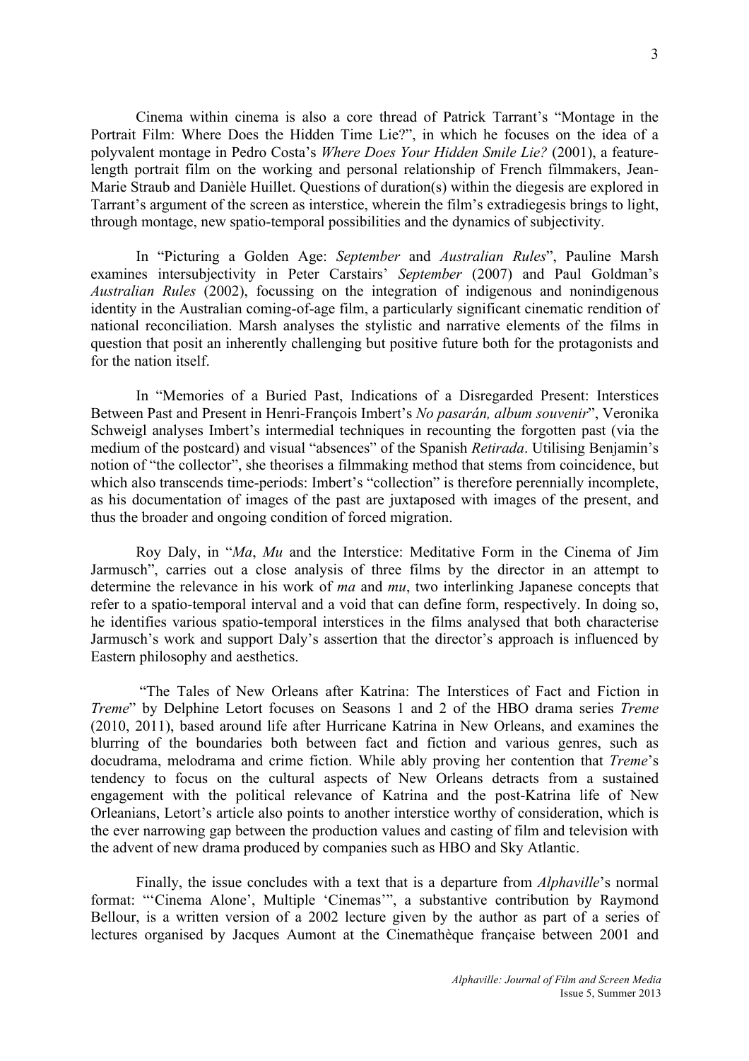Cinema within cinema is also a core thread of Patrick Tarrant's "Montage in the Portrait Film: Where Does the Hidden Time Lie?", in which he focuses on the idea of a polyvalent montage in Pedro Costa's *Where Does Your Hidden Smile Lie?* (2001), a feature-length portrait film on the working and personal relationship of French filmmakers, Jean-Marie Straub and Danièle Huillet. Questions of duration(s) within the diegesis are explored in Tarrant's argument of the screen as interstice, wherein the film's extradiegesis brings to light, through montage, new spatio-temporal possibilities and the dynamics of subjectivity.

In "Picturing a Golden Age: *September* and *Australian Rules*", Pauline Marsh examines intersubjectivity in Peter Carstairs' *September* (2007) and Paul Goldman's *Australian Rules* (2002), focussing on the integration of indigenous and nonindigenous identity in the Australian coming-of-age film, a particularly significant cinematic rendition of national reconciliation. Marsh analyses the stylistic and narrative elements of the films in question that posit an inherently challenging but positive future both for the protagonists and for the nation itself.

In "Memories of a Buried Past, Indications of a Disregarded Present: Interstices Between Past and Present in Henri-François Imbert's *No pasarán, album souvenir*", Veronika Schweigl analyses Imbert's intermedial techniques in recounting the forgotten past (via the medium of the postcard) and visual "absences" of the Spanish *Retirada*. Utilising Benjamin's notion of "the collector", she theorises a filmmaking method that stems from coincidence, but which also transcends time-periods: Imbert's "collection" is therefore perennially incomplete, as his documentation of images of the past are juxtaposed with images of the present, and thus the broader and ongoing condition of forced migration.

Roy Daly, in "*Ma*, *Mu* and the Interstice: Meditative Form in the Cinema of Jim Jarmusch", carries out a close analysis of three films by the director in an attempt to determine the relevance in his work of *ma* and *mu*, two interlinking Japanese concepts that refer to a spatio-temporal interval and a void that can define form, respectively. In doing so, he identifies various spatio-temporal interstices in the films analysed that both characterise Jarmusch's work and support Daly's assertion that the director's approach is influenced by Eastern philosophy and aesthetics.

"The Tales of New Orleans after Katrina: The Interstices of Fact and Fiction in *Treme*" by Delphine Letort focuses on Seasons 1 and 2 of the HBO drama series *Treme* (2010, 2011), based around life after Hurricane Katrina in New Orleans, and examines the blurring of the boundaries both between fact and fiction and various genres, such as docudrama, melodrama and crime fiction. While ably proving her contention that *Treme*'s tendency to focus on the cultural aspects of New Orleans detracts from a sustained engagement with the political relevance of Katrina and the post-Katrina life of New Orleanians, Letort's article also points to another interstice worthy of consideration, which is the ever narrowing gap between the production values and casting of film and television with the advent of new drama produced by companies such as HBO and Sky Atlantic.

Finally, the issue concludes with a text that is a departure from *Alphaville*'s normal format: "'Cinema Alone', Multiple 'Cinemas'", a substantive contribution by Raymond Bellour, is a written version of a 2002 lecture given by the author as part of a series of lectures organised by Jacques Aumont at the Cinemathèque française between 2001 and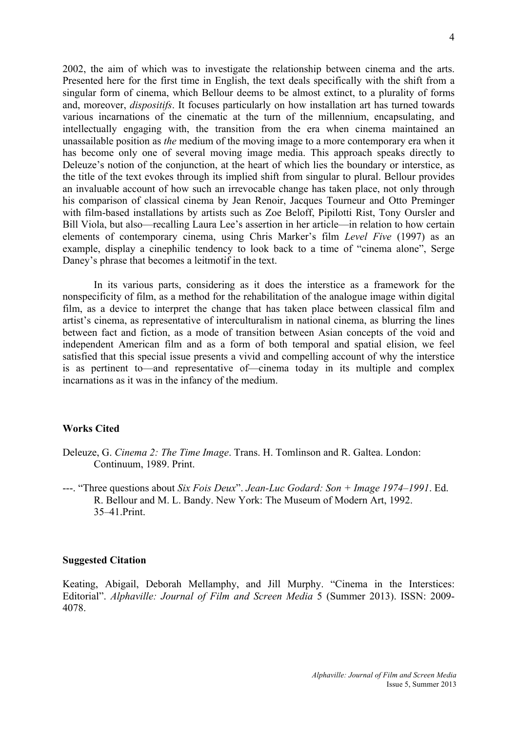2002, the aim of which was to investigate the relationship between cinema and the arts. Presented here for the first time in English, the text deals specifically with the shift from a singular form of cinema, which Bellour deems to be almost extinct, to a plurality of forms and, moreover, *dispositifs*. It focuses particularly on how installation art has turned towards various incarnations of the cinematic at the turn of the millennium, encapsulating, and intellectually engaging with, the transition from the era when cinema maintained an unassailable position as *the* medium of the moving image to a more contemporary era when it has become only one of several moving image media. This approach speaks directly to Deleuze's notion of the conjunction, at the heart of which lies the boundary or interstice, as the title of the text evokes through its implied shift from singular to plural. Bellour provides an invaluable account of how such an irrevocable change has taken place, not only through his comparison of classical cinema by Jean Renoir, Jacques Tourneur and Otto Preminger with film-based installations by artists such as Zoe Beloff, Pipilotti Rist, Tony Oursler and Bill Viola, but also—recalling Laura Lee's assertion in her article—in relation to how certain elements of contemporary cinema, using Chris Marker's film *Level Five* (1997) as an example, display a cinephilic tendency to look back to a time of "cinema alone", Serge Daney's phrase that becomes a leitmotif in the text.

In its various parts, considering as it does the interstice as a framework for the nonspecificity of film, as a method for the rehabilitation of the analogue image within digital film, as a device to interpret the change that has taken place between classical film and artist's cinema, as representative of interculturalism in national cinema, as blurring the lines between fact and fiction, as a mode of transition between Asian concepts of the void and independent American film and as a form of both temporal and spatial elision, we feel satisfied that this special issue presents a vivid and compelling account of why the interstice is as pertinent to—and representative of—cinema today in its multiple and complex incarnations as it was in the infancy of the medium.

### Works Cited

Deleuze, G. *Cinema 2: The Time Image*. Trans. H. Tomlinson and R. Galtea. London: Continuum, 1989. Print.

---. "Three questions about *Six Fois Deux*". *Jean-Luc Godard: Son + Image 1974–1991*. Ed. R. Bellour and M. L. Bandy. New York: The Museum of Modern Art, 1992. 35–41.Print.

### Suggested Citation

Keating, Abigail, Deborah Mellamphy, and Jill Murphy. "Cinema in the Interstices: Editorial". *Alphaville: Journal of Film and Screen Media* 5 (Summer 2013). ISSN: 2009-4078.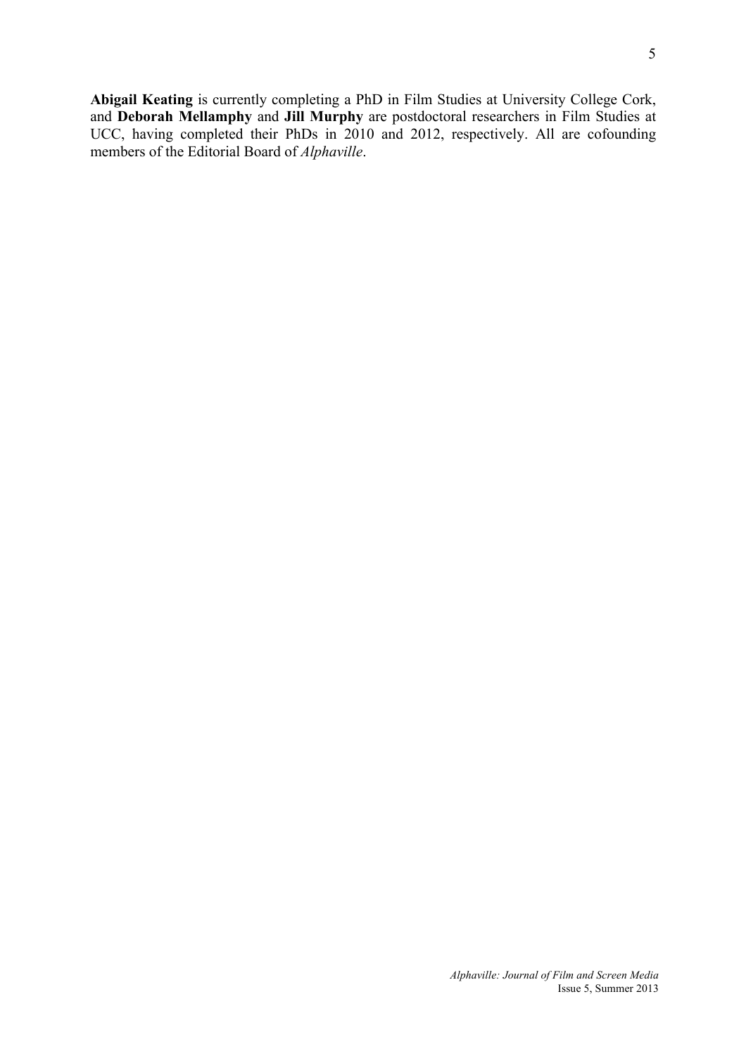**Abigail Keating** is currently completing a PhD in Film Studies at University College Cork, and **Deborah Mellamphy** and **Jill Murphy** are postdoctoral researchers in Film Studies at UCC, having completed their PhDs in 2010 and 2012, respectively. All are cofounding members of the Editorial Board of *Alphaville*.